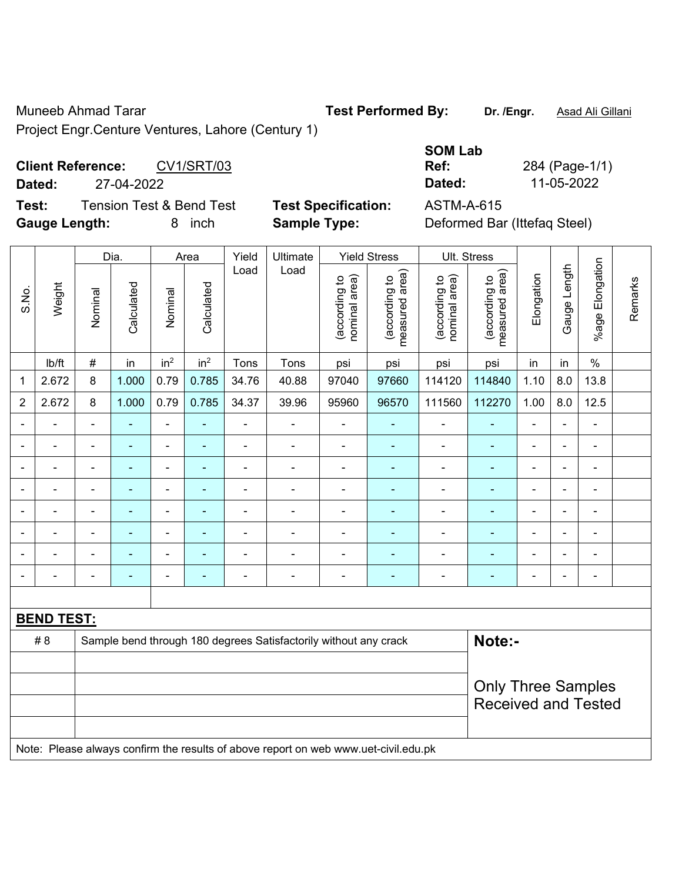Muneeb Ahmad Tarar

Project Engr.Centure Ventures, Lahore (Century 1)

**Test Performed By:** **Dr. /Engr.** Asad Ali Gillani

**Client Reference:** CV1/SRT/03

**Dated:** 27-04-2022

**SOM Lab Ref:** 284 (Page-1/1)

**Dated:** 11-05-2022

**Test:** Tension Test & Bend Test

**Test Specification:** ASTM-A-615

**Gauge Length:** 8 inch

**Sample Type:** Deformed Bar (Ittefaq Steel)

| S.No. | Weight | Dia. | | Area | | Yield Load | Ultimate Load | Yield Stress | | Ult. Stress | | Elongation | Gauge Length | %age Elongation | Remarks |
|---|---|---|---|---|---|---|---|---|---|---|---|---|---|---|---|
| | | Nominal | Calculated | Nominal | Calculated | | | (according to nominal area) | (according to measured area) | (according to nominal area) | (according to measured area) | | | | |
| | lb/ft | # | in | $in^2$ | $in^2$ | Tons | Tons | psi | psi | psi | psi | in | in | % | |
| 1 | 2.672 | 8 | 1.000 | 0.79 | 0.785 | 34.76 | 40.88 | 97040 | 97660 | 114120 | 114840 | 1.10 | 8.0 | 13.8 | |
| 2 | 2.672 | 8 | 1.000 | 0.79 | 0.785 | 34.37 | 39.96 | 95960 | 96570 | 111560 | 112270 | 1.00 | 8.0 | 12.5 | |
| - | - | - | - | - | - | - | - | - | - | - | - | - | - | - | |
| - | - | - | - | - | - | - | - | - | - | - | - | - | - | - | |
| - | - | - | - | - | - | - | - | - | - | - | - | - | - | - | |
| - | - | - | - | - | - | - | - | - | - | - | - | - | - | - | |
| - | - | - | - | - | - | - | - | - | - | - | - | - | - | - | |
| - | - | - | - | - | - | - | - | - | - | - | - | - | - | - | |
| - | - | - | - | - | - | - | - | - | - | - | - | - | - | - | |
| - | - | - | - | - | - | - | - | - | - | - | - | - | - | - | |

**BEND TEST:**

| | | |
|---|---|---|
| # 8 | Sample bend through 180 degrees Satisfactorily without any crack | **Note:-** |
| | | |
| | | Only Three Samples Received and Tested |
| | | |
| | | |

Note: Please always confirm the results of above report on web www.uet-civil.edu.pk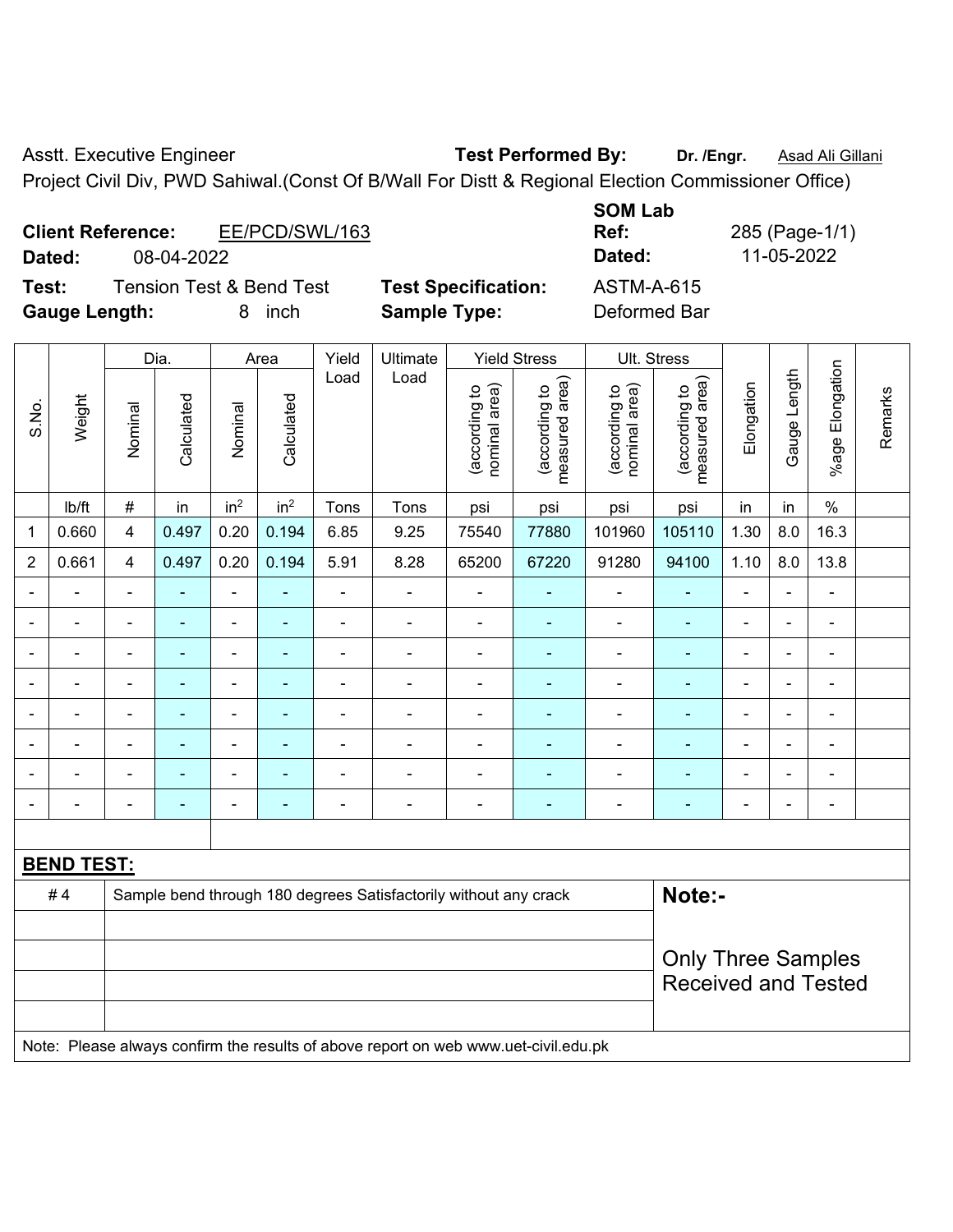Asstt. Executive Engineer **Test Performed By:** **Dr. /Engr.** Asad Ali Gillani

Project Civil Div, PWD Sahiwal.(Const Of B/Wall For Distt & Regional Election Commissioner Office)

**Client Reference:** EE/PCD/SWL/163

**Dated:** 08-04-2022

**SOM Lab Ref:** 285 (Page-1/1)

**Dated:** 11-05-2022

**Test:** Tension Test & Bend Test **Test Specification:** ASTM-A-615

**Gauge Length:** 8 inch **Sample Type:** Deformed Bar

| S.No. | Weight | Dia. | | Area | | Yield Load | Ultimate Load | Yield Stress | | Ult. Stress | | Elongation | Gauge Length | %age Elongation | Remarks |
|---|---|---|---|---|---|---|---|---|---|---|---|---|---|---|---|
| | | Nominal | Calculated | Nominal | Calculated | | | (according to nominal area) | (according to measured area) | (according to nominal area) | (according to measured area) | | | | |
| | lb/ft | # | in | $in^2$ | $in^2$ | Tons | Tons | psi | psi | psi | psi | in | in | % | |
| 1 | 0.660 | 4 | 0.497 | 0.20 | 0.194 | 6.85 | 9.25 | 75540 | 77880 | 101960 | 105110 | 1.30 | 8.0 | 16.3 | |
| 2 | 0.661 | 4 | 0.497 | 0.20 | 0.194 | 5.91 | 8.28 | 65200 | 67220 | 91280 | 94100 | 1.10 | 8.0 | 13.8 | |
| - | - | - | - | - | - | - | - | - | - | - | - | - | - | - | |
| - | - | - | - | - | - | - | - | - | - | - | - | - | - | - | |
| - | - | - | - | - | - | - | - | - | - | - | - | - | - | - | |
| - | - | - | - | - | - | - | - | - | - | - | - | - | - | - | |
| - | - | - | - | - | - | - | - | - | - | - | - | - | - | - | |
| - | - | - | - | - | - | - | - | - | - | - | - | - | - | - | |
| - | - | - | - | - | - | - | - | - | - | - | - | - | - | - | |
| - | - | - | - | - | - | - | - | - | - | - | - | - | - | - | |

**BEND TEST:**

| | | |
|---|---|---|
| # 4 | Sample bend through 180 degrees Satisfactorily without any crack | **Note:-** |
| | | Only Three Samples Received and Tested |

Note: Please always confirm the results of above report on web www.uet-civil.edu.pk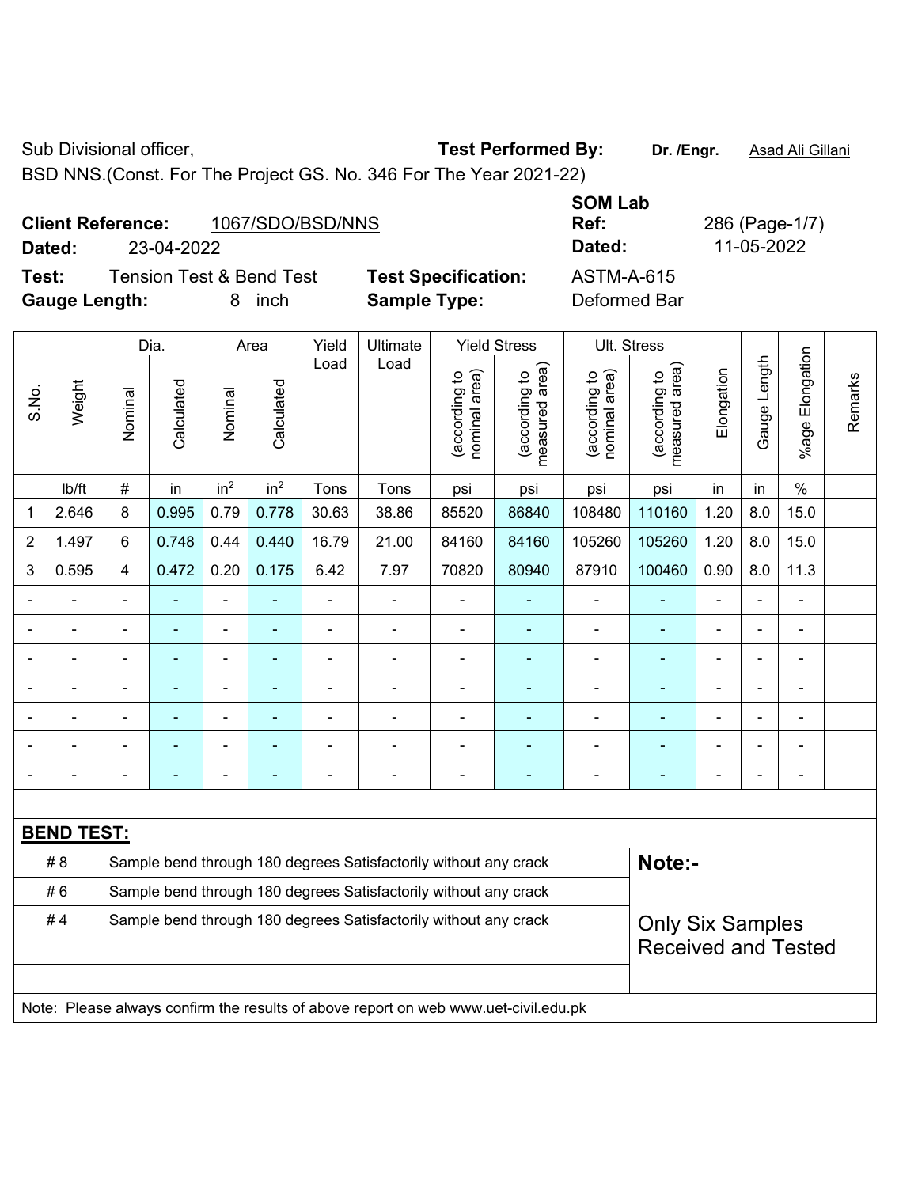Sub Divisional officer, **Test Performed By:** **Dr. /Engr.** Asad Ali Gillani

BSD NNS.(Const. For The Project GS. No. 346 For The Year 2021-22)

**Client Reference:** 1067/SDO/BSD/NNS **SOM Lab Ref:** 286 (Page-1/7)

**Dated:** 23-04-2022 **Dated:** 11-05-2022

**Test:** Tension Test & Bend Test **Test Specification:** ASTM-A-615

**Gauge Length:** 8 inch **Sample Type:** Deformed Bar

| S.No. | Weight | Dia. | | Area | | Yield Load | Ultimate Load | Yield Stress | | Ult. Stress | | Elongation | Gauge Length | %age Elongation | Remarks |
|---|---|---|---|---|---|---|---|---|---|---|---|---|---|---|---|
| | | Nominal | Calculated | Nominal | Calculated | | | (according to nominal area) | (according to measured area) | (according to nominal area) | (according to measured area) | | | | |
| | lb/ft | # | in | in$^2$ | in$^2$ | Tons | Tons | psi | psi | psi | psi | in | in | % | |
| 1 | 2.646 | 8 | 0.995 | 0.79 | 0.778 | 30.63 | 38.86 | 85520 | 86840 | 108480 | 110160 | 1.20 | 8.0 | 15.0 | |
| 2 | 1.497 | 6 | 0.748 | 0.44 | 0.440 | 16.79 | 21.00 | 84160 | 84160 | 105260 | 105260 | 1.20 | 8.0 | 15.0 | |
| 3 | 0.595 | 4 | 0.472 | 0.20 | 0.175 | 6.42 | 7.97 | 70820 | 80940 | 87910 | 100460 | 0.90 | 8.0 | 11.3 | |
| - | - | - | - | - | - | - | - | - | - | - | - | - | - | - | |
| - | - | - | - | - | - | - | - | - | - | - | - | - | - | - | |
| - | - | - | - | - | - | - | - | - | - | - | - | - | - | - | |
| - | - | - | - | - | - | - | - | - | - | - | - | - | - | - | |
| - | - | - | - | - | - | - | - | - | - | - | - | - | - | - | |
| - | - | - | - | - | - | - | - | - | - | - | - | - | - | - | |
| - | - | - | - | - | - | - | - | - | - | - | - | - | - | - | |

**BEND TEST:**

| | | |
|---|---|---|
| # 8 | Sample bend through 180 degrees Satisfactorily without any crack | **Note:-** |
| # 6 | Sample bend through 180 degrees Satisfactorily without any crack | |
| # 4 | Sample bend through 180 degrees Satisfactorily without any crack | Only Six Samples Received and Tested |

Note: Please always confirm the results of above report on web www.uet-civil.edu.pk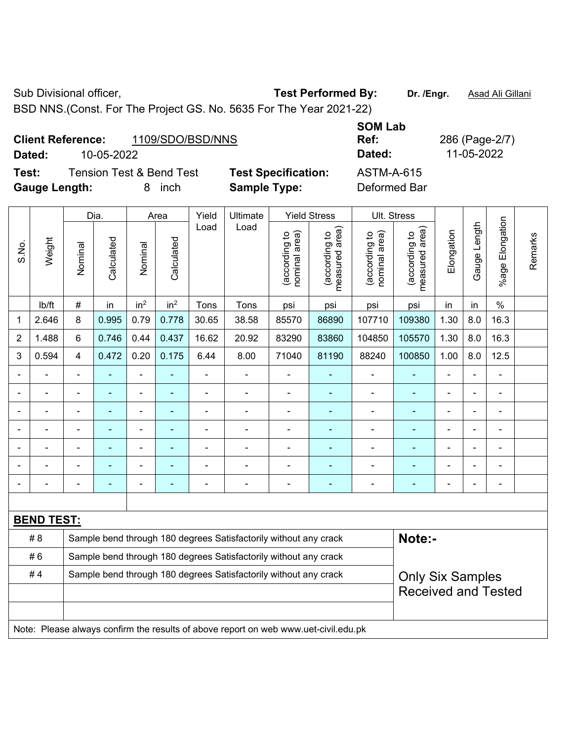Sub Divisional officer, **Test Performed By:** **Dr. /Engr.** Asad Ali Gillani

BSD NNS.(Const. For The Project GS. No. 5635 For The Year 2021-22)

**Client Reference:** 1109/SDO/BSD/NNS **SOM Lab Ref:** 286 (Page-2/7)

**Dated:** 10-05-2022 **Dated:** 11-05-2022

**Test:** Tension Test & Bend Test **Test Specification:** ASTM-A-615

**Gauge Length:** 8 inch **Sample Type:** Deformed Bar

| S.No. | Weight | Dia. | | Area | | Yield Load | Ultimate Load | Yield Stress | | Ult. Stress | | Elongation | Gauge Length | %age Elongation | Remarks |
|---|---|---|---|---|---|---|---|---|---|---|---|---|---|---|---|
| | | Nominal | Calculated | Nominal | Calculated | | | (according to nominal area) | (according to measured area) | (according to nominal area) | (according to measured area) | | | | |
| | lb/ft | # | in | in² | in² | Tons | Tons | psi | psi | psi | psi | in | in | % | |
| 1 | 2.646 | 8 | 0.995 | 0.79 | 0.778 | 30.65 | 38.58 | 85570 | 86890 | 107710 | 109380 | 1.30 | 8.0 | 16.3 | |
| 2 | 1.488 | 6 | 0.746 | 0.44 | 0.437 | 16.62 | 20.92 | 83290 | 83860 | 104850 | 105570 | 1.30 | 8.0 | 16.3 | |
| 3 | 0.594 | 4 | 0.472 | 0.20 | 0.175 | 6.44 | 8.00 | 71040 | 81190 | 88240 | 100850 | 1.00 | 8.0 | 12.5 | |
| - | - | - | - | - | - | - | - | - | - | - | - | - | - | - | |
| - | - | - | - | - | - | - | - | - | - | - | - | - | - | - | |
| - | - | - | - | - | - | - | - | - | - | - | - | - | - | - | |
| - | - | - | - | - | - | - | - | - | - | - | - | - | - | - | |
| - | - | - | - | - | - | - | - | - | - | - | - | - | - | - | |
| - | - | - | - | - | - | - | - | - | - | - | - | - | - | - | |
| - | - | - | - | - | - | - | - | - | - | - | - | - | - | - | |

**BEND TEST:**

| | | |
|---|---|---|
| # 8 | Sample bend through 180 degrees Satisfactorily without any crack | **Note:-** |
| # 6 | Sample bend through 180 degrees Satisfactorily without any crack | |
| # 4 | Sample bend through 180 degrees Satisfactorily without any crack | Only Six Samples Received and Tested |

Note: Please always confirm the results of above report on web www.uet-civil.edu.pk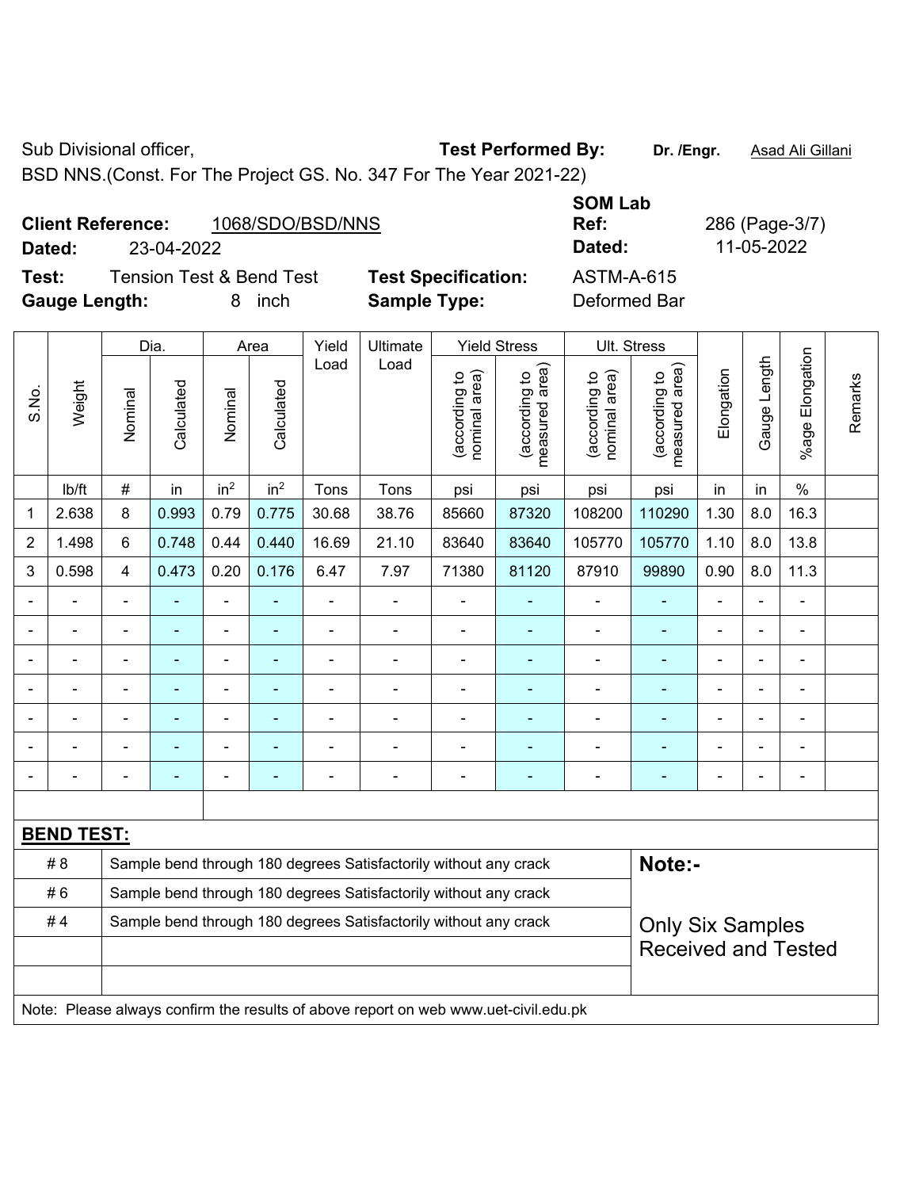Sub Divisional officer, **Test Performed By:** **Dr. /Engr.** Asad Ali Gillani

BSD NNS.(Const. For The Project GS. No. 347 For The Year 2021-22)

**Client Reference:** 1068/SDO/BSD/NNS **SOM Lab Ref:** 286 (Page-3/7)

**Dated:** 23-04-2022 **Dated:** 11-05-2022

**Test:** Tension Test & Bend Test **Test Specification:** ASTM-A-615

**Gauge Length:** 8 inch **Sample Type:** Deformed Bar

| S.No. | Weight | Dia. | | Area | | Yield Load | Ultimate Load | Yield Stress | | Ult. Stress | | Elongation | Gauge Length | %age Elongation | Remarks |
|---|---|---|---|---|---|---|---|---|---|---|---|---|---|---|---|
| | | Nominal | Calculated | Nominal | Calculated | | | (according to nominal area) | (according to measured area) | (according to nominal area) | (according to measured area) | | | | |
| | lb/ft | # | in | in$^2$ | in$^2$ | Tons | Tons | psi | psi | psi | psi | in | in | % | |
| 1 | 2.638 | 8 | 0.993 | 0.79 | 0.775 | 30.68 | 38.76 | 85660 | 87320 | 108200 | 110290 | 1.30 | 8.0 | 16.3 | |
| 2 | 1.498 | 6 | 0.748 | 0.44 | 0.440 | 16.69 | 21.10 | 83640 | 83640 | 105770 | 105770 | 1.10 | 8.0 | 13.8 | |
| 3 | 0.598 | 4 | 0.473 | 0.20 | 0.176 | 6.47 | 7.97 | 71380 | 81120 | 87910 | 99890 | 0.90 | 8.0 | 11.3 | |
| - | - | - | - | - | - | - | - | - | - | - | - | - | - | - | |
| - | - | - | - | - | - | - | - | - | - | - | - | - | - | - | |
| - | - | - | - | - | - | - | - | - | - | - | - | - | - | - | |
| - | - | - | - | - | - | - | - | - | - | - | - | - | - | - | |
| - | - | - | - | - | - | - | - | - | - | - | - | - | - | - | |
| - | - | - | - | - | - | - | - | - | - | - | - | - | - | - | |
| - | - | - | - | - | - | - | - | - | - | - | - | - | - | - | |

**BEND TEST:**

| | | |
|---|---|---|
| # 8 | Sample bend through 180 degrees Satisfactorily without any crack | **Note:-** |
| # 6 | Sample bend through 180 degrees Satisfactorily without any crack | |
| # 4 | Sample bend through 180 degrees Satisfactorily without any crack | Only Six Samples Received and Tested |

Note: Please always confirm the results of above report on web www.uet-civil.edu.pk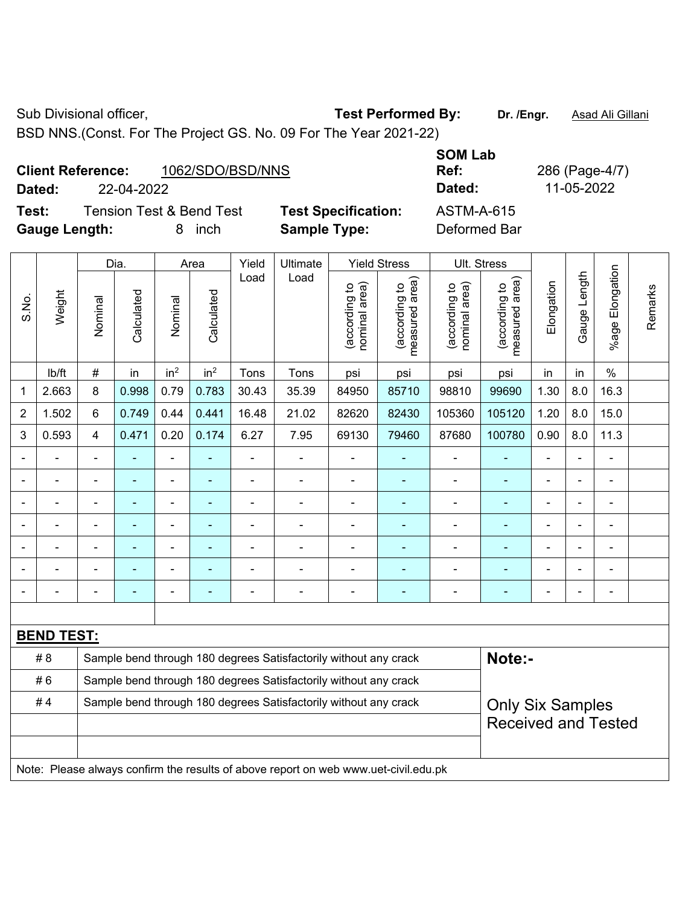Sub Divisional officer, **Test Performed By:** **Dr. /Engr.** Asad Ali Gillani

BSD NNS.(Const. For The Project GS. No. 09 For The Year 2021-22)

**Client Reference:** 1062/SDO/BSD/NNS **SOM Lab Ref:** 286 (Page-4/7)

**Dated:** 22-04-2022 **Dated:** 11-05-2022

**Test:** Tension Test & Bend Test **Test Specification:** ASTM-A-615

**Gauge Length:** 8 inch **Sample Type:** Deformed Bar

| S.No. | Weight | Dia. | | Area | | Yield Load | Ultimate Load | Yield Stress | | Ult. Stress | | Elongation | Gauge Length | %age Elongation | Remarks |
|---|---|---|---|---|---|---|---|---|---|---|---|---|---|---|---|
| | | Nominal | Calculated | Nominal | Calculated | | | (according to nominal area) | (according to measured area) | (according to nominal area) | (according to measured area) | | | | |
| | lb/ft | # | in | in$^2$ | in$^2$ | Tons | Tons | psi | psi | psi | psi | in | in | % | |
| 1 | 2.663 | 8 | 0.998 | 0.79 | 0.783 | 30.43 | 35.39 | 84950 | 85710 | 98810 | 99690 | 1.30 | 8.0 | 16.3 | |
| 2 | 1.502 | 6 | 0.749 | 0.44 | 0.441 | 16.48 | 21.02 | 82620 | 82430 | 105360 | 105120 | 1.20 | 8.0 | 15.0 | |
| 3 | 0.593 | 4 | 0.471 | 0.20 | 0.174 | 6.27 | 7.95 | 69130 | 79460 | 87680 | 100780 | 0.90 | 8.0 | 11.3 | |
| - | - | - | - | - | - | - | - | - | - | - | - | - | - | - | |
| - | - | - | - | - | - | - | - | - | - | - | - | - | - | - | |
| - | - | - | - | - | - | - | - | - | - | - | - | - | - | - | |
| - | - | - | - | - | - | - | - | - | - | - | - | - | - | - | |
| - | - | - | - | - | - | - | - | - | - | - | - | - | - | - | |
| - | - | - | - | - | - | - | - | - | - | - | - | - | - | - | |
| - | - | - | - | - | - | - | - | - | - | - | - | - | - | - | |

**BEND TEST:**

| | | |
|---|---|---|
| # 8 | Sample bend through 180 degrees Satisfactorily without any crack | **Note:-** |
| # 6 | Sample bend through 180 degrees Satisfactorily without any crack | |
| # 4 | Sample bend through 180 degrees Satisfactorily without any crack | Only Six Samples Received and Tested |

Note: Please always confirm the results of above report on web www.uet-civil.edu.pk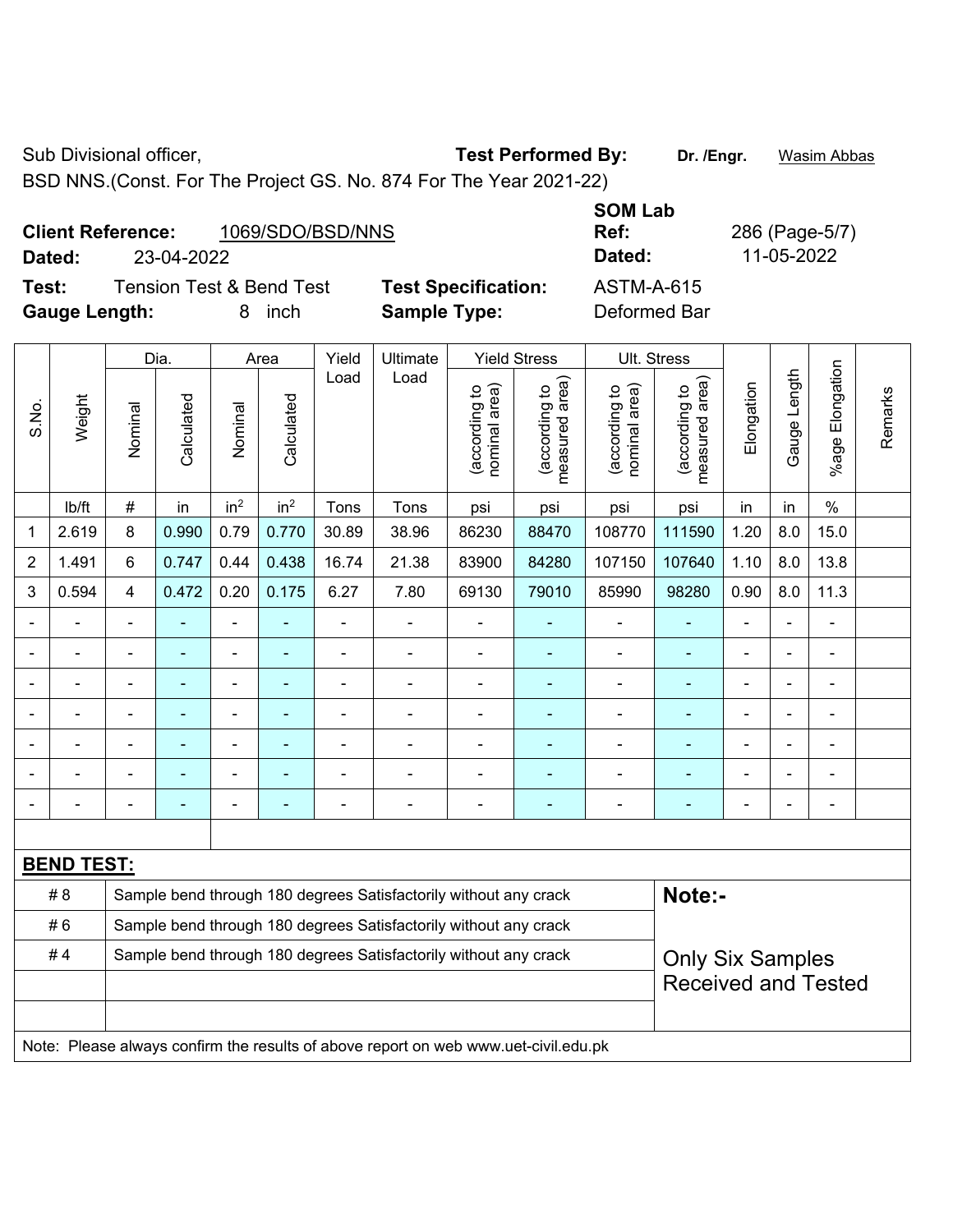Sub Divisional officer,

BSD NNS.(Const. For The Project GS. No. 874 For The Year 2021-22)

**Test Performed By:** **Dr. /Engr.** Wasim Abbas

**Client Reference:** 1069/SDO/BSD/NNS

**Dated:** 23-04-2022

**SOM Lab Ref:** 286 (Page-5/7)

**Dated:** 11-05-2022

**Test:** Tension Test & Bend Test

**Test Specification:** ASTM-A-615

**Gauge Length:** 8 inch

**Sample Type:** Deformed Bar

| S.No. | Weight | Dia. | | Area | | Yield Load | Ultimate Load | Yield Stress | | Ult. Stress | | Elongation | Gauge Length | %age Elongation | Remarks |
|---|---|---|---|---|---|---|---|---|---|---|---|---|---|---|---|
| | | Nominal | Calculated | Nominal | Calculated | | | (according to nominal area) | (according to measured area) | (according to nominal area) | (according to measured area) | | | | |
| | lb/ft | # | in | in$^2$ | in$^2$ | Tons | Tons | psi | psi | psi | psi | in | in | % | |
| 1 | 2.619 | 8 | 0.990 | 0.79 | 0.770 | 30.89 | 38.96 | 86230 | 88470 | 108770 | 111590 | 1.20 | 8.0 | 15.0 | |
| 2 | 1.491 | 6 | 0.747 | 0.44 | 0.438 | 16.74 | 21.38 | 83900 | 84280 | 107150 | 107640 | 1.10 | 8.0 | 13.8 | |
| 3 | 0.594 | 4 | 0.472 | 0.20 | 0.175 | 6.27 | 7.80 | 69130 | 79010 | 85990 | 98280 | 0.90 | 8.0 | 11.3 | |
| - | - | - | - | - | - | - | - | - | - | - | - | - | - | - | |
| - | - | - | - | - | - | - | - | - | - | - | - | - | - | - | |
| - | - | - | - | - | - | - | - | - | - | - | - | - | - | - | |
| - | - | - | - | - | - | - | - | - | - | - | - | - | - | - | |
| - | - | - | - | - | - | - | - | - | - | - | - | - | - | - | |
| - | - | - | - | - | - | - | - | - | - | - | - | - | - | - | |
| - | - | - | - | - | - | - | - | - | - | - | - | - | - | - | |

**BEND TEST:**

| | | |
|---|---|---|
| # 8 | Sample bend through 180 degrees Satisfactorily without any crack | **Note:-** |
| # 6 | Sample bend through 180 degrees Satisfactorily without any crack | |
| # 4 | Sample bend through 180 degrees Satisfactorily without any crack | Only Six Samples Received and Tested |
| | | |
| | | |

Note: Please always confirm the results of above report on web www.uet-civil.edu.pk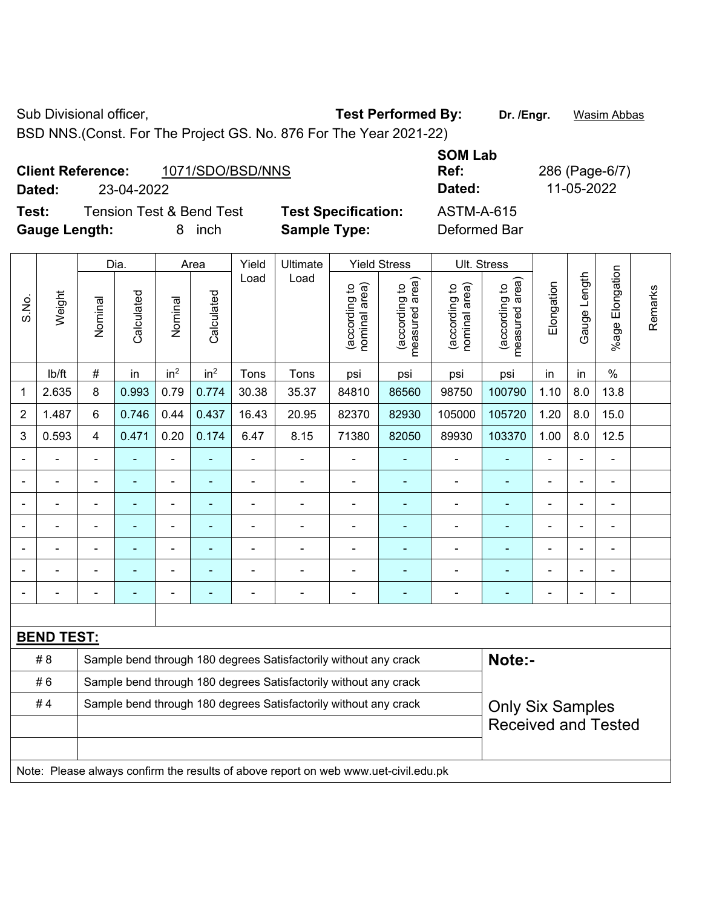Sub Divisional officer,

BSD NNS.(Const. For The Project GS. No. 876 For The Year 2021-22)

**Test Performed By:** **Dr. /Engr.** Wasim Abbas

**Client Reference:** 1071/SDO/BSD/NNS

**Dated:** 23-04-2022

**SOM Lab Ref:** 286 (Page-6/7)

**Dated:** 11-05-2022

**Test:** Tension Test & Bend Test

**Test Specification:** ASTM-A-615

**Gauge Length:** 8 inch

**Sample Type:** Deformed Bar

| S.No. | Weight | Dia. | | Area | | Yield Load | Ultimate Load | Yield Stress | | Ult. Stress | | Elongation | Gauge Length | %age Elongation | Remarks |
|---|---|---|---|---|---|---|---|---|---|---|---|---|---|---|---|
| | | Nominal | Calculated | Nominal | Calculated | | | (according to nominal area) | (according to measured area) | (according to nominal area) | (according to measured area) | | | | |
| | lb/ft | # | in | in² | in² | Tons | Tons | psi | psi | psi | psi | in | in | % | |
| 1 | 2.635 | 8 | 0.993 | 0.79 | 0.774 | 30.38 | 35.37 | 84810 | 86560 | 98750 | 100790 | 1.10 | 8.0 | 13.8 | |
| 2 | 1.487 | 6 | 0.746 | 0.44 | 0.437 | 16.43 | 20.95 | 82370 | 82930 | 105000 | 105720 | 1.20 | 8.0 | 15.0 | |
| 3 | 0.593 | 4 | 0.471 | 0.20 | 0.174 | 6.47 | 8.15 | 71380 | 82050 | 89930 | 103370 | 1.00 | 8.0 | 12.5 | |
| - | - | - | - | - | - | - | - | - | - | - | - | - | - | - | |
| - | - | - | - | - | - | - | - | - | - | - | - | - | - | - | |
| - | - | - | - | - | - | - | - | - | - | - | - | - | - | - | |
| - | - | - | - | - | - | - | - | - | - | - | - | - | - | - | |
| - | - | - | - | - | - | - | - | - | - | - | - | - | - | - | |
| - | - | - | - | - | - | - | - | - | - | - | - | - | - | - | |
| - | - | - | - | - | - | - | - | - | - | - | - | - | - | - | |

**BEND TEST:**

| | | |
|---|---|---|
| # 8 | Sample bend through 180 degrees Satisfactorily without any crack | **Note:-** |
| # 6 | Sample bend through 180 degrees Satisfactorily without any crack | |
| # 4 | Sample bend through 180 degrees Satisfactorily without any crack | Only Six Samples Received and Tested |

Note: Please always confirm the results of above report on web www.uet-civil.edu.pk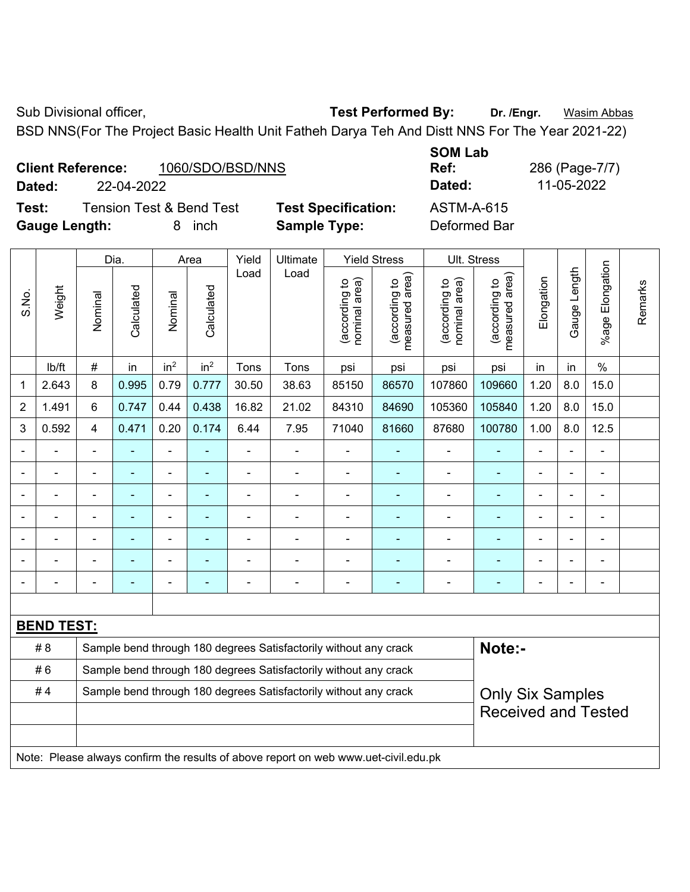Sub Divisional officer, **Test Performed By:** **Dr. /Engr.** Wasim Abbas

BSD NNS(For The Project Basic Health Unit Fatheh Darya Teh And Distt NNS For The Year 2021-22)

**Client Reference:** 1060/SDO/BSD/NNS

**Dated:** 22-04-2022

**SOM Lab Ref:** 286 (Page-7/7)

**Dated:** 11-05-2022

**Test:** Tension Test & Bend Test

**Test Specification:** ASTM-A-615

**Gauge Length:** 8 inch

**Sample Type:** Deformed Bar

| S.No. | Weight | Dia. | | Area | | Yield Load | Ultimate Load | Yield Stress | | Ult. Stress | | Elongation | Gauge Length | %age Elongation | Remarks |
|---|---|---|---|---|---|---|---|---|---|---|---|---|---|---|---|
| | | Nominal | Calculated | Nominal | Calculated | | | (according to nominal area) | (according to measured area) | (according to nominal area) | (according to measured area) | | | | |
| | lb/ft | # | in | in$^2$ | in$^2$ | Tons | Tons | psi | psi | psi | psi | in | in | % | |
| 1 | 2.643 | 8 | 0.995 | 0.79 | 0.777 | 30.50 | 38.63 | 85150 | 86570 | 107860 | 109660 | 1.20 | 8.0 | 15.0 | |
| 2 | 1.491 | 6 | 0.747 | 0.44 | 0.438 | 16.82 | 21.02 | 84310 | 84690 | 105360 | 105840 | 1.20 | 8.0 | 15.0 | |
| 3 | 0.592 | 4 | 0.471 | 0.20 | 0.174 | 6.44 | 7.95 | 71040 | 81660 | 87680 | 100780 | 1.00 | 8.0 | 12.5 | |
| - | - | - | - | - | - | - | - | - | - | - | - | - | - | - | |
| - | - | - | - | - | - | - | - | - | - | - | - | - | - | - | |
| - | - | - | - | - | - | - | - | - | - | - | - | - | - | - | |
| - | - | - | - | - | - | - | - | - | - | - | - | - | - | - | |
| - | - | - | - | - | - | - | - | - | - | - | - | - | - | - | |
| - | - | - | - | - | - | - | - | - | - | - | - | - | - | - | |
| - | - | - | - | - | - | - | - | - | - | - | - | - | - | - | |

**BEND TEST:**

| | | |
|---|---|---|
| # 8 | Sample bend through 180 degrees Satisfactorily without any crack | **Note:-** |
| # 6 | Sample bend through 180 degrees Satisfactorily without any crack | |
| # 4 | Sample bend through 180 degrees Satisfactorily without any crack | Only Six Samples Received and Tested |
| | | |
| | | |

Note: Please always confirm the results of above report on web www.uet-civil.edu.pk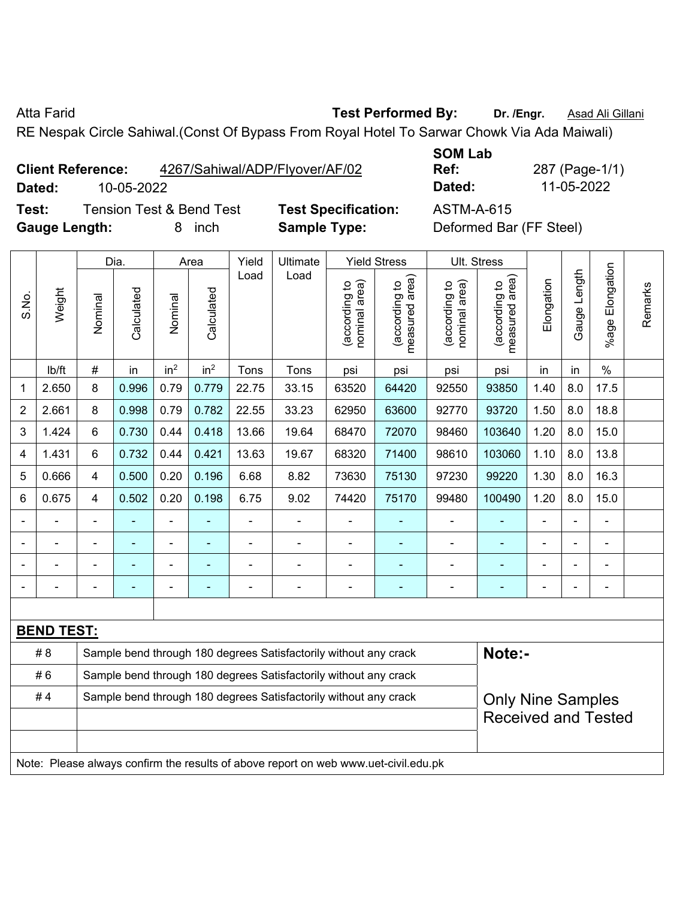Atta Farid **Test Performed By:** **Dr. /Engr.** Asad Ali Gillani

RE Nespak Circle Sahiwal.(Const Of Bypass From Royal Hotel To Sarwar Chowk Via Ada Maiwali)

**Client Reference:** 4267/Sahiwal/ADP/Flyover/AF/02 **SOM Lab Ref:** 287 (Page-1/1)

**Dated:** 10-05-2022 **Dated:** 11-05-2022

**Test:** Tension Test & Bend Test **Test Specification:** ASTM-A-615

**Gauge Length:** 8 inch **Sample Type:** Deformed Bar (FF Steel)

| S.No. | Weight | Dia. | | Area | | Yield Load | Ultimate Load | Yield Stress | | Ult. Stress | | Elongation | Gauge Length | %age Elongation | Remarks |
|---|---|---|---|---|---|---|---|---|---|---|---|---|---|---|---|
| | | Nominal | Calculated | Nominal | Calculated | | | (according to nominal area) | (according to measured area) | (according to nominal area) | (according to measured area) | | | | |
| | lb/ft | # | in | $in^2$ | $in^2$ | Tons | Tons | psi | psi | psi | psi | in | in | % | |
| 1 | 2.650 | 8 | 0.996 | 0.79 | 0.779 | 22.75 | 33.15 | 63520 | 64420 | 92550 | 93850 | 1.40 | 8.0 | 17.5 | |
| 2 | 2.661 | 8 | 0.998 | 0.79 | 0.782 | 22.55 | 33.23 | 62950 | 63600 | 92770 | 93720 | 1.50 | 8.0 | 18.8 | |
| 3 | 1.424 | 6 | 0.730 | 0.44 | 0.418 | 13.66 | 19.64 | 68470 | 72070 | 98460 | 103640 | 1.20 | 8.0 | 15.0 | |
| 4 | 1.431 | 6 | 0.732 | 0.44 | 0.421 | 13.63 | 19.67 | 68320 | 71400 | 98610 | 103060 | 1.10 | 8.0 | 13.8 | |
| 5 | 0.666 | 4 | 0.500 | 0.20 | 0.196 | 6.68 | 8.82 | 73630 | 75130 | 97230 | 99220 | 1.30 | 8.0 | 16.3 | |
| 6 | 0.675 | 4 | 0.502 | 0.20 | 0.198 | 6.75 | 9.02 | 74420 | 75170 | 99480 | 100490 | 1.20 | 8.0 | 15.0 | |
| - | - | - | - | - | - | - | - | - | - | - | - | - | - | - | |
| - | - | - | - | - | - | - | - | - | - | - | - | - | - | - | |
| - | - | - | - | - | - | - | - | - | - | - | - | - | - | - | |
| - | - | - | - | - | - | - | - | - | - | - | - | - | - | - | |

**BEND TEST:**

| | | |
|---|---|---|
| # 8 | Sample bend through 180 degrees Satisfactorily without any crack | **Note:-** |
| # 6 | Sample bend through 180 degrees Satisfactorily without any crack | |
| # 4 | Sample bend through 180 degrees Satisfactorily without any crack | Only Nine Samples Received and Tested |

Note: Please always confirm the results of above report on web www.uet-civil.edu.pk